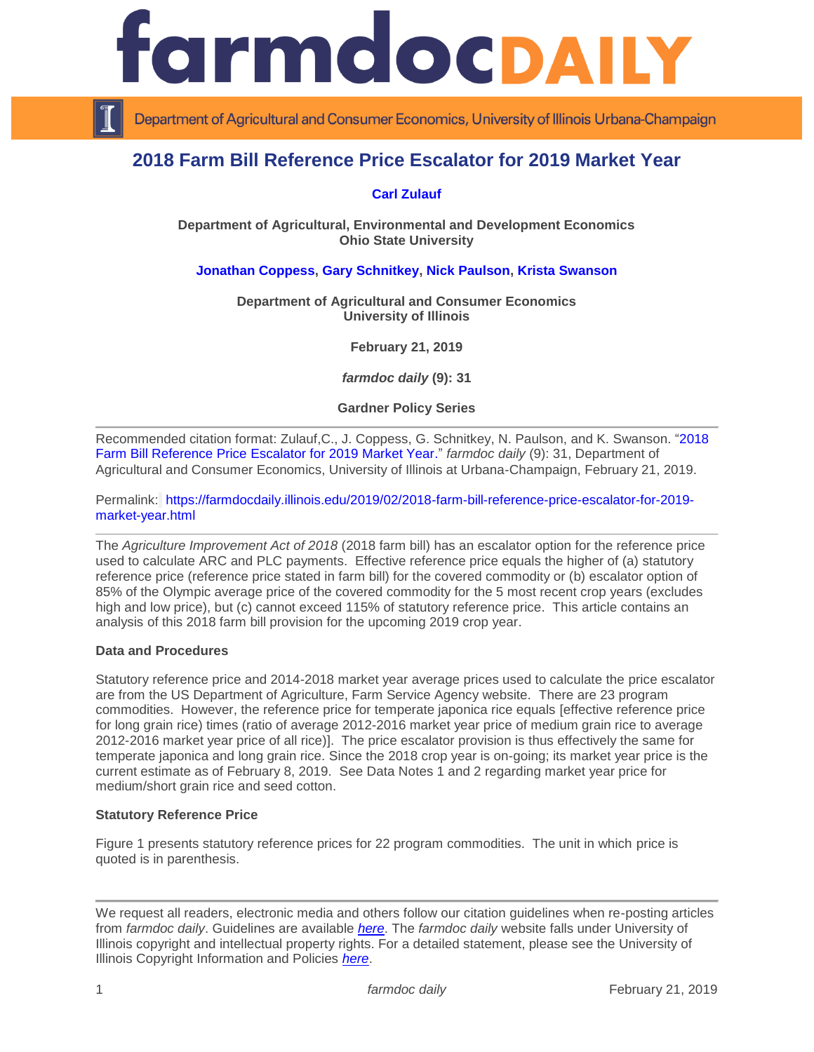# 2018 Farm Bill Reference Price Escalator for 2019 Market Year

**Carl Zulauf**

**Department of Agricultural, Environmental and Development Economics**
**Ohio State University**

**Jonathan Coppess, Gary Schnitkey, Nick Paulson, Krista Swanson**

**Department of Agricultural and Consumer Economics**
**University of Illinois**

**February 21, 2019**

***farmdoc daily* (9): 31**

**Gardner Policy Series**

---

Recommended citation format: Zulauf,C., J. Coppess, G. Schnitkey, N. Paulson, and K. Swanson. "2018 Farm Bill Reference Price Escalator for 2019 Market Year." *farmdoc daily* (9): 31, Department of Agricultural and Consumer Economics, University of Illinois at Urbana-Champaign, February 21, 2019.

Permalink: https://farmdocdaily.illinois.edu/2019/02/2018-farm-bill-reference-price-escalator-for-2019-market-year.html

---

The *Agriculture Improvement Act of 2018* (2018 farm bill) has an escalator option for the reference price used to calculate ARC and PLC payments. Effective reference price equals the higher of (a) statutory reference price (reference price stated in farm bill) for the covered commodity or (b) escalator option of 85% of the Olympic average price of the covered commodity for the 5 most recent crop years (excludes high and low price), but (c) cannot exceed 115% of statutory reference price. This article contains an analysis of this 2018 farm bill provision for the upcoming 2019 crop year.

**Data and Procedures**

Statutory reference price and 2014-2018 market year average prices used to calculate the price escalator are from the US Department of Agriculture, Farm Service Agency website. There are 23 program commodities. However, the reference price for temperate japonica rice equals [effective reference price for long grain rice) times (ratio of average 2012-2016 market year price of medium grain rice to average 2012-2016 market year price of all rice)]. The price escalator provision is thus effectively the same for temperate japonica and long grain rice. Since the 2018 crop year is on-going; its market year price is the current estimate as of February 8, 2019. See Data Notes 1 and 2 regarding market year price for medium/short grain rice and seed cotton.

**Statutory Reference Price**

Figure 1 presents statutory reference prices for 22 program commodities. The unit in which price is quoted is in parenthesis.

---

We request all readers, electronic media and others follow our citation guidelines when re-posting articles from *farmdoc daily*. Guidelines are available *here*. The *farmdoc daily* website falls under University of Illinois copyright and intellectual property rights. For a detailed statement, please see the University of Illinois Copyright Information and Policies *here*.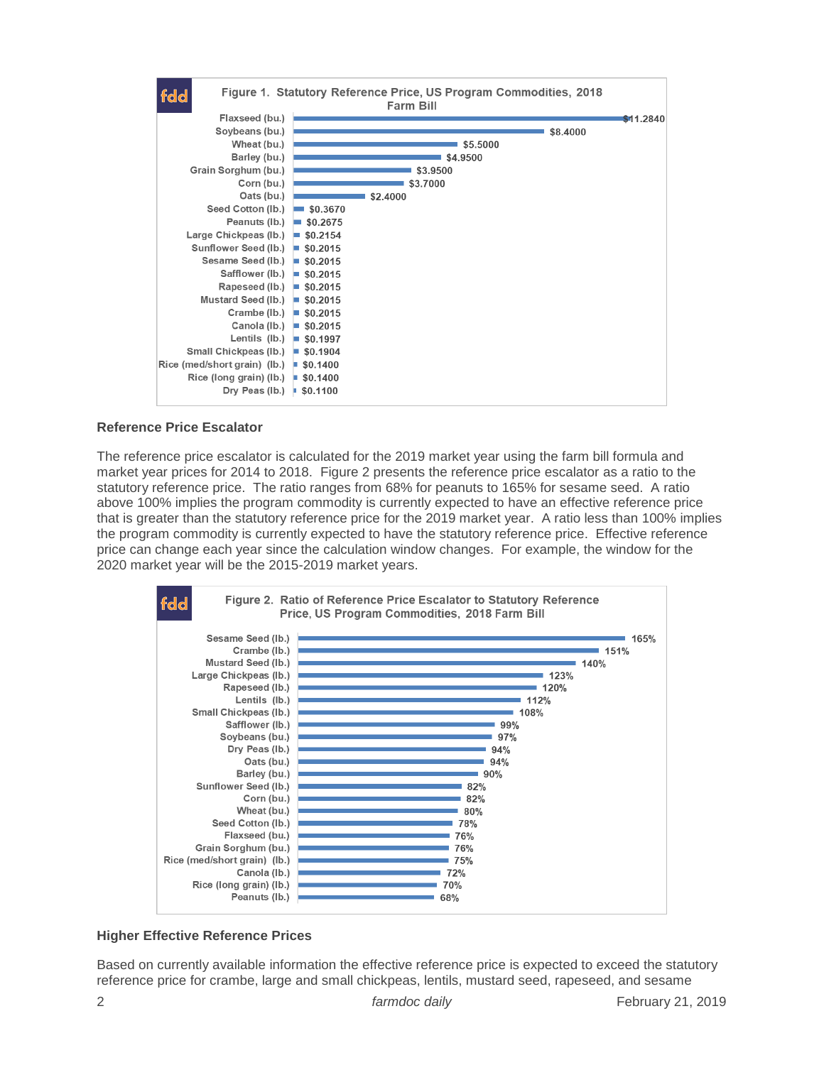**Figure 1. Statutory Reference Price, US Program Commodities, 2018 Farm Bill**

| Commodity | Statutory Reference Price |
|---|---|
| Flaxseed (bu.) | $11.2840 |
| Soybeans (bu.) | $8.4000 |
| Wheat (bu.) | $5.5000 |
| Barley (bu.) | $4.9500 |
| Grain Sorghum (bu.) | $3.9500 |
| Corn (bu.) | $3.7000 |
| Oats (bu.) | $2.4000 |
| Seed Cotton (lb.) | $0.3670 |
| Peanuts (lb.) | $0.2675 |
| Large Chickpeas (lb.) | $0.2154 |
| Sunflower Seed (lb.) | $0.2015 |
| Sesame Seed (lb.) | $0.2015 |
| Safflower (lb.) | $0.2015 |
| Rapeseed (lb.) | $0.2015 |
| Mustard Seed (lb.) | $0.2015 |
| Crambe (lb.) | $0.2015 |
| Canola (lb.) | $0.2015 |
| Lentils (lb.) | $0.1997 |
| Small Chickpeas (lb.) | $0.1904 |
| Rice (med/short grain) (lb.) | $0.1400 |
| Rice (long grain) (lb.) | $0.1400 |
| Dry Peas (lb.) | $0.1100 |

## Reference Price Escalator

The reference price escalator is calculated for the 2019 market year using the farm bill formula and market year prices for 2014 to 2018. Figure 2 presents the reference price escalator as a ratio to the statutory reference price. The ratio ranges from 68% for peanuts to 165% for sesame seed. A ratio above 100% implies the program commodity is currently expected to have an effective reference price that is greater than the statutory reference price for the 2019 market year. A ratio less than 100% implies the program commodity is currently expected to have the statutory reference price. Effective reference price can change each year since the calculation window changes. For example, the window for the 2020 market year will be the 2015-2019 market years.

**Figure 2. Ratio of Reference Price Escalator to Statutory Reference Price, US Program Commodities, 2018 Farm Bill**

| Commodity | Ratio |
|---|---|
| Sesame Seed (lb.) | 165% |
| Crambe (lb.) | 151% |
| Mustard Seed (lb.) | 140% |
| Large Chickpeas (lb.) | 123% |
| Rapeseed (lb.) | 120% |
| Lentils (lb.) | 112% |
| Small Chickpeas (lb.) | 108% |
| Safflower (lb.) | 99% |
| Soybeans (bu.) | 97% |
| Dry Peas (lb.) | 94% |
| Oats (bu.) | 94% |
| Barley (bu.) | 90% |
| Sunflower Seed (lb.) | 82% |
| Corn (bu.) | 82% |
| Wheat (bu.) | 80% |
| Seed Cotton (lb.) | 78% |
| Flaxseed (bu.) | 76% |
| Grain Sorghum (bu.) | 76% |
| Rice (med/short grain) (lb.) | 75% |
| Canola (lb.) | 72% |
| Rice (long grain) (lb.) | 70% |
| Peanuts (lb.) | 68% |

## Higher Effective Reference Prices

Based on currently available information the effective reference price is expected to exceed the statutory reference price for crambe, large and small chickpeas, lentils, mustard seed, rapeseed, and sesame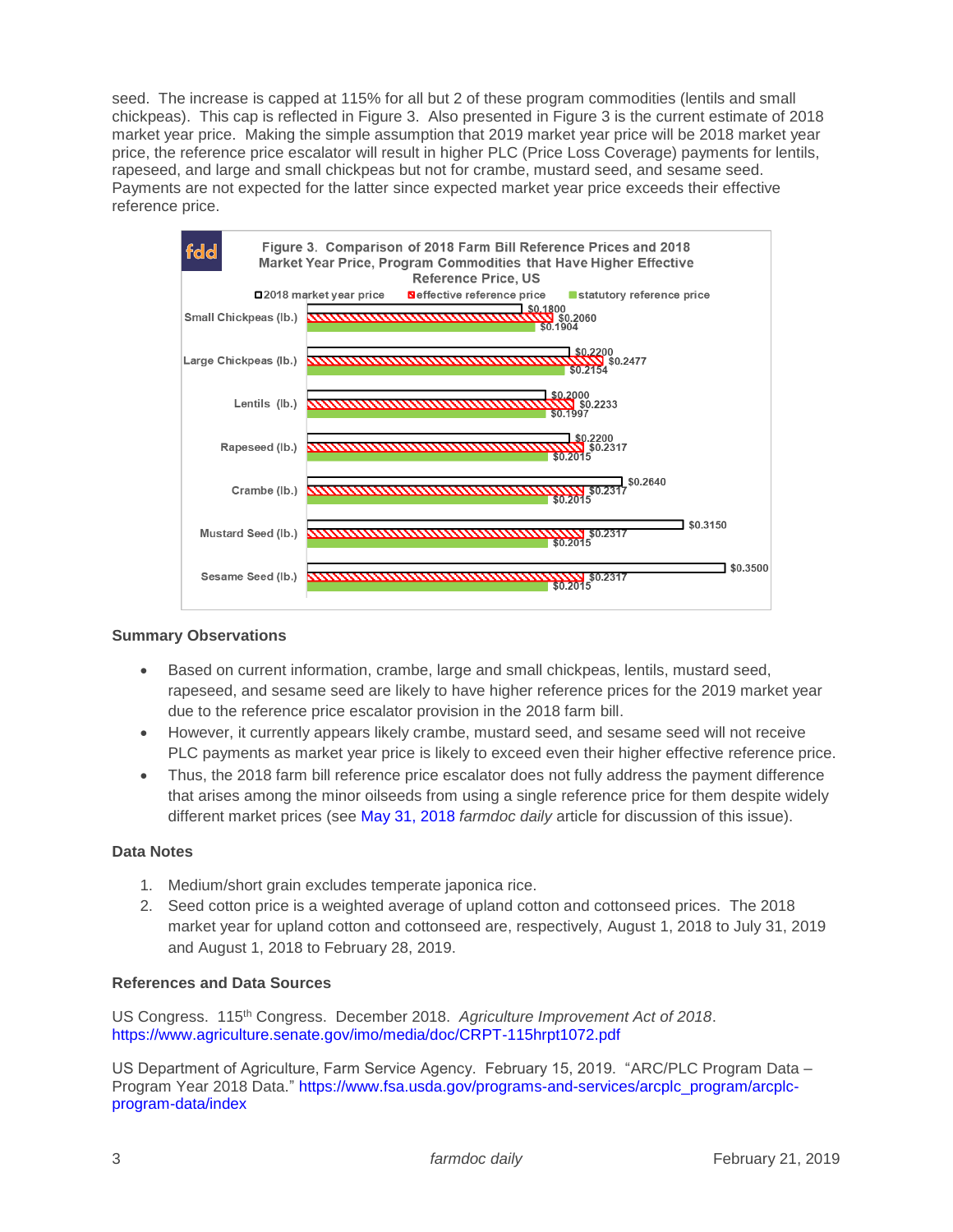seed. The increase is capped at 115% for all but 2 of these program commodities (lentils and small chickpeas). This cap is reflected in Figure 3. Also presented in Figure 3 is the current estimate of 2018 market year price. Making the simple assumption that 2019 market year price will be 2018 market year price, the reference price escalator will result in higher PLC (Price Loss Coverage) payments for lentils, rapeseed, and large and small chickpeas but not for crambe, mustard seed, and sesame seed. Payments are not expected for the latter since expected market year price exceeds their effective reference price.

Figure 3. Comparison of 2018 Farm Bill Reference Prices and 2018 Market Year Price, Program Commodities that Have Higher Effective Reference Price, US

| | 2018 market year price | effective reference price | statutory reference price |
| --- | --- | --- | --- |
| Small Chickpeas (lb.) | $0.1800 | $0.2060 | $0.1904 |
| Large Chickpeas (lb.) | $0.2200 | $0.2477 | $0.2154 |
| Lentils (lb.) | $0.2000 | $0.2233 | $0.1997 |
| Rapeseed (lb.) | $0.2200 | $0.2317 | $0.2015 |
| Crambe (lb.) | $0.2640 | $0.2317 | $0.2015 |
| Mustard Seed (lb.) | $0.3150 | $0.2317 | $0.2015 |
| Sesame Seed (lb.) | $0.3500 | $0.2317 | $0.2015 |

### Summary Observations

- Based on current information, crambe, large and small chickpeas, lentils, mustard seed, rapeseed, and sesame seed are likely to have higher reference prices for the 2019 market year due to the reference price escalator provision in the 2018 farm bill.
- However, it currently appears likely crambe, mustard seed, and sesame seed will not receive PLC payments as market year price is likely to exceed even their higher effective reference price.
- Thus, the 2018 farm bill reference price escalator does not fully address the payment difference that arises among the minor oilseeds from using a single reference price for them despite widely different market prices (see May 31, 2018 *farmdoc daily* article for discussion of this issue).

### Data Notes

1. Medium/short grain excludes temperate japonica rice.
2. Seed cotton price is a weighted average of upland cotton and cottonseed prices. The 2018 market year for upland cotton and cottonseed are, respectively, August 1, 2018 to July 31, 2019 and August 1, 2018 to February 28, 2019.

### References and Data Sources

US Congress. 115th Congress. December 2018. *Agriculture Improvement Act of 2018*. https://www.agriculture.senate.gov/imo/media/doc/CRPT-115hrpt1072.pdf

US Department of Agriculture, Farm Service Agency. February 15, 2019. "ARC/PLC Program Data – Program Year 2018 Data." https://www.fsa.usda.gov/programs-and-services/arcplc_program/arcplc-program-data/index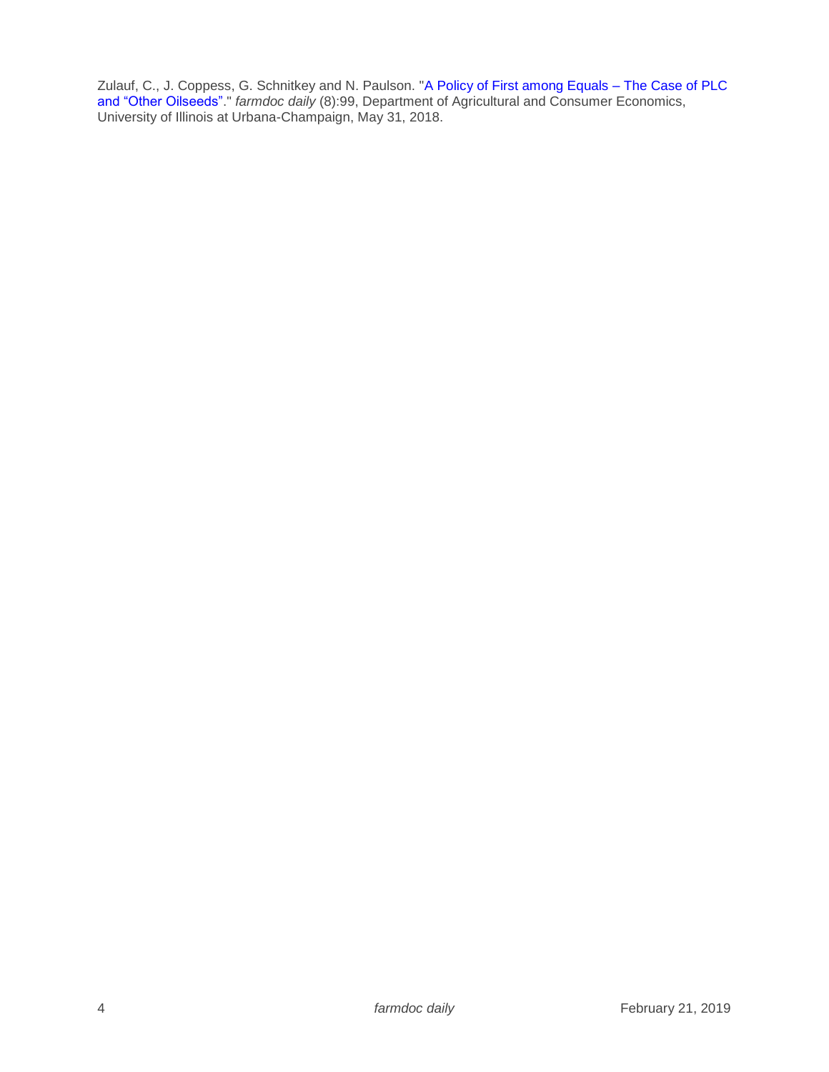Zulauf, C., J. Coppess, G. Schnitkey and N. Paulson. "A Policy of First among Equals – The Case of PLC and "Other Oilseeds"." *farmdoc daily* (8):99, Department of Agricultural and Consumer Economics, University of Illinois at Urbana-Champaign, May 31, 2018.